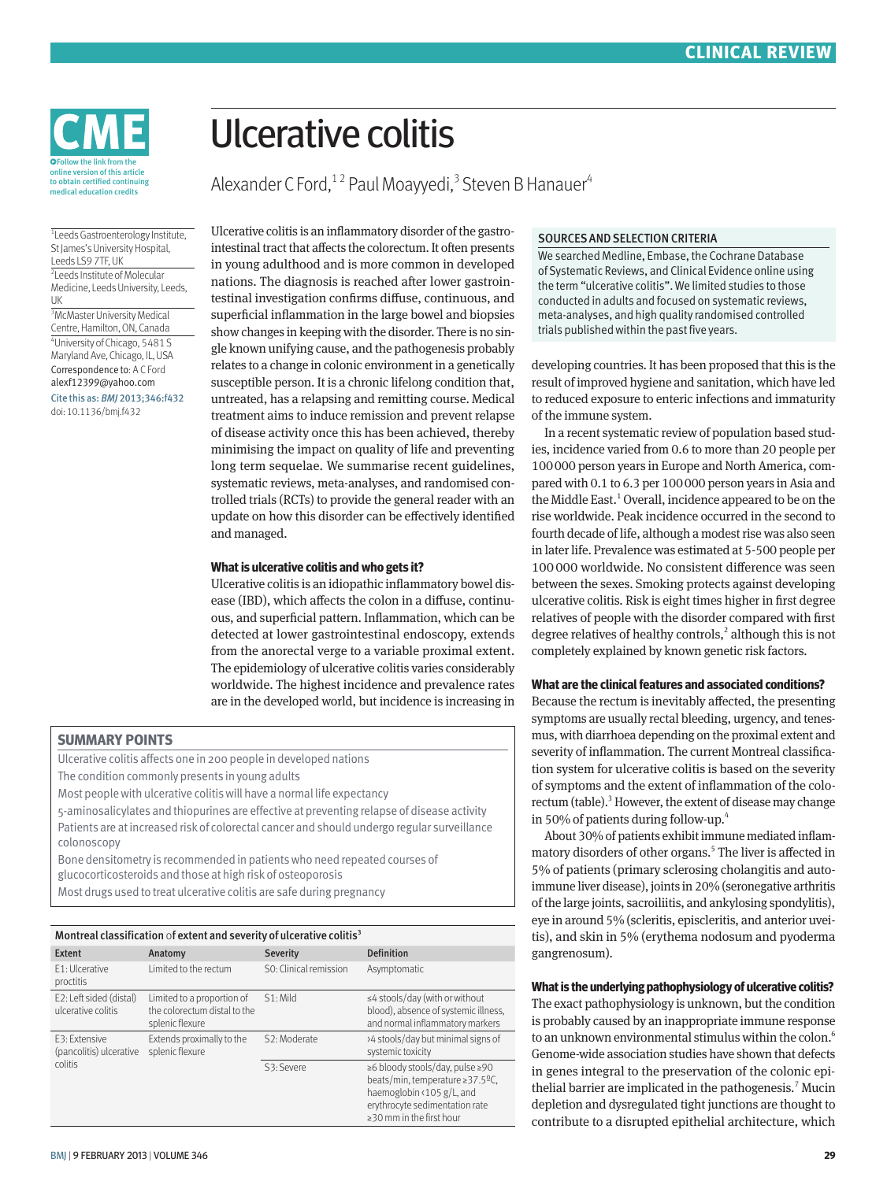# Ulcerative colitis

Alexander C Ford,[1,2] Paul Moayyedi,[3] Steven B Hanauer[4]

[1]Leeds Gastroenterology Institute, St James's University Hospital, Leeds LS9 7TF, UK

[2]Leeds Institute of Molecular Medicine, Leeds University, Leeds, UK

[3]McMaster University Medical Centre, Hamilton, ON, Canada

[4]University of Chicago, 5481 S Maryland Ave, Chicago, IL, USA

Correspondence to: A C Ford alexf12399@yahoo.com

Cite this as: *BMJ* 2013;346:f432

doi: 10.1136/bmj.f432

Ulcerative colitis is an inflammatory disorder of the gastrointestinal tract that affects the colorectum. It often presents in young adulthood and is more common in developed nations. The diagnosis is reached after lower gastrointestinal investigation confirms diffuse, continuous, and superficial inflammation in the large bowel and biopsies show changes in keeping with the disorder. There is no single known unifying cause, and the pathogenesis probably relates to a change in colonic environment in a genetically susceptible person. It is a chronic lifelong condition that, untreated, has a relapsing and remitting course. Medical treatment aims to induce remission and prevent relapse of disease activity once this has been achieved, thereby minimising the impact on quality of life and preventing long term sequelae. We summarise recent guidelines, systematic reviews, meta-analyses, and randomised controlled trials (RCTs) to provide the general reader with an update on how this disorder can be effectively identified and managed.

### SOURCES AND SELECTION CRITERIA

We searched Medline, Embase, the Cochrane Database of Systematic Reviews, and Clinical Evidence online using the term "ulcerative colitis". We limited studies to those conducted in adults and focused on systematic reviews, meta-analyses, and high quality randomised controlled trials published within the past five years.

## What is ulcerative colitis and who gets it?

Ulcerative colitis is an idiopathic inflammatory bowel disease (IBD), which affects the colon in a diffuse, continuous, and superficial pattern. Inflammation, which can be detected at lower gastrointestinal endoscopy, extends from the anorectal verge to a variable proximal extent. The epidemiology of ulcerative colitis varies considerably worldwide. The highest incidence and prevalence rates are in the developed world, but incidence is increasing in developing countries. It has been proposed that this is the result of improved hygiene and sanitation, which have led to reduced exposure to enteric infections and immaturity of the immune system.

In a recent systematic review of population based studies, incidence varied from 0.6 to more than 20 people per 100 000 person years in Europe and North America, compared with 0.1 to 6.3 per 100 000 person years in Asia and the Middle East.[1] Overall, incidence appeared to be on the rise worldwide. Peak incidence occurred in the second to fourth decade of life, although a modest rise was also seen in later life. Prevalence was estimated at 5-500 people per 100 000 worldwide. No consistent difference was seen between the sexes. Smoking protects against developing ulcerative colitis. Risk is eight times higher in first degree relatives of people with the disorder compared with first degree relatives of healthy controls,[2] although this is not completely explained by known genetic risk factors.

### SUMMARY POINTS

- Ulcerative colitis affects one in 200 people in developed nations
- The condition commonly presents in young adults
- Most people with ulcerative colitis will have a normal life expectancy
- 5-aminosalicylates and thiopurines are effective at preventing relapse of disease activity
- Patients are at increased risk of colorectal cancer and should undergo regular surveillance colonoscopy
- Bone densitometry is recommended in patients who need repeated courses of glucocorticosteroids and those at high risk of osteoporosis
- Most drugs used to treat ulcerative colitis are safe during pregnancy

**Montreal classification of extent and severity of ulcerative colitis[3]**

| Extent | Anatomy | Severity | Definition |
|---|---|---|---|
| E1: Ulcerative proctitis | Limited to the rectum | S0: Clinical remission | Asymptomatic |
| E2: Left sided (distal) ulcerative colitis | Limited to a proportion of the colorectum distal to the splenic flexure | S1: Mild | ≤4 stools/day (with or without blood), absence of systemic illness, and normal inflammatory markers |
| E3: Extensive (pancolitis) ulcerative colitis | Extends proximally to the splenic flexure | S2: Moderate | >4 stools/day but minimal signs of systemic toxicity |
| | | S3: Severe | ≥6 bloody stools/day, pulse ≥90 beats/min, temperature ≥37.5ºC, haemoglobin <105 g/L, and erythrocyte sedimentation rate ≥30 mm in the first hour |

## What are the clinical features and associated conditions?

Because the rectum is inevitably affected, the presenting symptoms are usually rectal bleeding, urgency, and tenesmus, with diarrhoea depending on the proximal extent and severity of inflammation. The current Montreal classification system for ulcerative colitis is based on the severity of symptoms and the extent of inflammation of the colorectum (table).[3] However, the extent of disease may change in 50% of patients during follow-up.[4]

About 30% of patients exhibit immune mediated inflammatory disorders of other organs.[5] The liver is affected in 5% of patients (primary sclerosing cholangitis and autoimmune liver disease), joints in 20% (seronegative arthritis of the large joints, sacroiliitis, and ankylosing spondylitis), eye in around 5% (scleritis, episcleritis, and anterior uveitis), and skin in 5% (erythema nodosum and pyoderma gangrenosum).

## What is the underlying pathophysiology of ulcerative colitis?

The exact pathophysiology is unknown, but the condition is probably caused by an inappropriate immune response to an unknown environmental stimulus within the colon.[6] Genome-wide association studies have shown that defects in genes integral to the preservation of the colonic epithelial barrier are implicated in the pathogenesis.[7] Mucin depletion and dysregulated tight junctions are thought to contribute to a disrupted epithelial architecture, which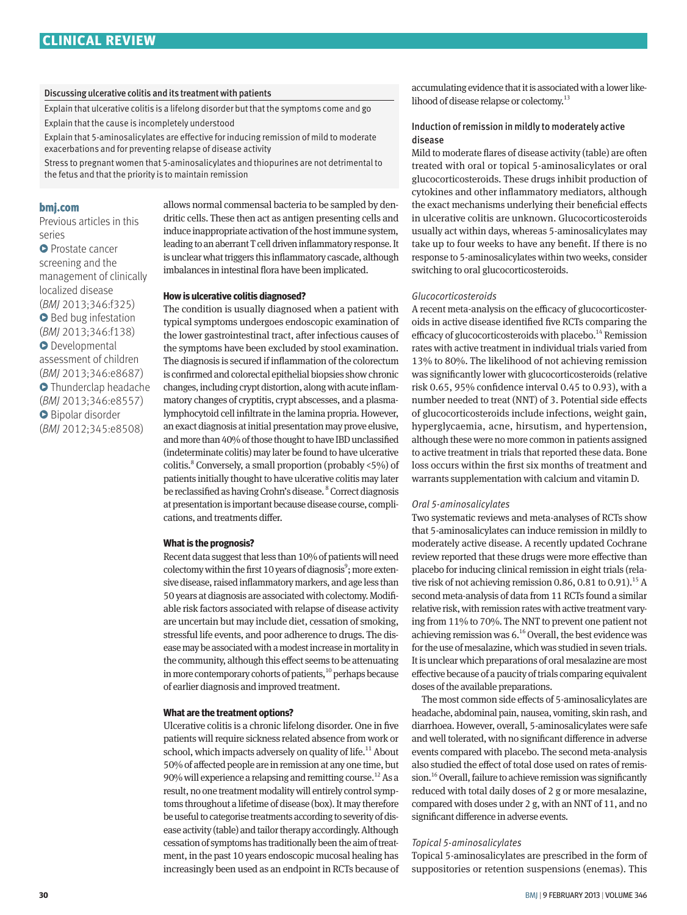### Discussing ulcerative colitis and its treatment with patients

Explain that ulcerative colitis is a lifelong disorder but that the symptoms come and go

Explain that the cause is incompletely understood

Explain that 5-aminosalicylates are effective for inducing remission of mild to moderate exacerbations and for preventing relapse of disease activity

Stress to pregnant women that 5-aminosalicylates and thiopurines are not detrimental to the fetus and that the priority is to maintain remission

**bmj.com**

Previous articles in this series

- Prostate cancer screening and the management of clinically localized disease (*BMJ* 2013;346:f325)
- Bed bug infestation (*BMJ* 2013;346:f138)
- Developmental assessment of children (*BMJ* 2013;346:e8687)
- Thunderclap headache (*BMJ* 2013;346:e8557)
- Bipolar disorder (*BMJ* 2012;345:e8508)

allows normal commensal bacteria to be sampled by dendritic cells. These then act as antigen presenting cells and induce inappropriate activation of the host immune system, leading to an aberrant T cell driven inflammatory response. It is unclear what triggers this inflammatory cascade, although imbalances in intestinal flora have been implicated.

#### How is ulcerative colitis diagnosed?

The condition is usually diagnosed when a patient with typical symptoms undergoes endoscopic examination of the lower gastrointestinal tract, after infectious causes of the symptoms have been excluded by stool examination. The diagnosis is secured if inflammation of the colorectum is confirmed and colorectal epithelial biopsies show chronic changes, including crypt distortion, along with acute inflammatory changes of cryptitis, crypt abscesses, and a plasmalymphocytoid cell infiltrate in the lamina propria. However, an exact diagnosis at initial presentation may prove elusive, and more than 40% of those thought to have IBD unclassified (indeterminate colitis) may later be found to have ulcerative colitis.[8] Conversely, a small proportion (probably <5%) of patients initially thought to have ulcerative colitis may later be reclassified as having Crohn's disease.[8] Correct diagnosis at presentation is important because disease course, complications, and treatments differ.

#### What is the prognosis?

Recent data suggest that less than 10% of patients will need colectomy within the first 10 years of diagnosis[9]; more extensive disease, raised inflammatory markers, and age less than 50 years at diagnosis are associated with colectomy. Modifiable risk factors associated with relapse of disease activity are uncertain but may include diet, cessation of smoking, stressful life events, and poor adherence to drugs. The disease may be associated with a modest increase in mortality in the community, although this effect seems to be attenuating in more contemporary cohorts of patients,[10] perhaps because of earlier diagnosis and improved treatment.

#### What are the treatment options?

Ulcerative colitis is a chronic lifelong disorder. One in five patients will require sickness related absence from work or school, which impacts adversely on quality of life.[11] About 50% of affected people are in remission at any one time, but 90% will experience a relapsing and remitting course.[12] As a result, no one treatment modality will entirely control symptoms throughout a lifetime of disease (box). It may therefore be useful to categorise treatments according to severity of disease activity (table) and tailor therapy accordingly. Although cessation of symptoms has traditionally been the aim of treatment, in the past 10 years endoscopic mucosal healing has increasingly been used as an endpoint in RCTs because of accumulating evidence that it is associated with a lower likelihood of disease relapse or colectomy.[13]

#### Induction of remission in mildly to moderately active disease

Mild to moderate flares of disease activity (table) are often treated with oral or topical 5-aminosalicylates or oral glucocorticosteroids. These drugs inhibit production of cytokines and other inflammatory mediators, although the exact mechanisms underlying their beneficial effects in ulcerative colitis are unknown. Glucocorticosteroids usually act within days, whereas 5-aminosalicylates may take up to four weeks to have any benefit. If there is no response to 5-aminosalicylates within two weeks, consider switching to oral glucocorticosteroids.

*Glucocorticosteroids*

A recent meta-analysis on the efficacy of glucocorticosteroids in active disease identified five RCTs comparing the efficacy of glucocorticosteroids with placebo.[14] Remission rates with active treatment in individual trials varied from 13% to 80%. The likelihood of not achieving remission was significantly lower with glucocorticosteroids (relative risk 0.65, 95% confidence interval 0.45 to 0.93), with a number needed to treat (NNT) of 3. Potential side effects of glucocorticosteroids include infections, weight gain, hyperglycaemia, acne, hirsutism, and hypertension, although these were no more common in patients assigned to active treatment in trials that reported these data. Bone loss occurs within the first six months of treatment and warrants supplementation with calcium and vitamin D.

*Oral 5-aminosalicylates*

Two systematic reviews and meta-analyses of RCTs show that 5-aminosalicylates can induce remission in mildly to moderately active disease. A recently updated Cochrane review reported that these drugs were more effective than placebo for inducing clinical remission in eight trials (relative risk of not achieving remission 0.86, 0.81 to 0.91).[15] A second meta-analysis of data from 11 RCTs found a similar relative risk, with remission rates with active treatment varying from 11% to 70%. The NNT to prevent one patient not achieving remission was 6.[16] Overall, the best evidence was for the use of mesalazine, which was studied in seven trials. It is unclear which preparations of oral mesalazine are most effective because of a paucity of trials comparing equivalent doses of the available preparations.

The most common side effects of 5-aminosalicylates are headache, abdominal pain, nausea, vomiting, skin rash, and diarrhoea. However, overall, 5-aminosalicylates were safe and well tolerated, with no significant difference in adverse events compared with placebo. The second meta-analysis also studied the effect of total dose used on rates of remission.[16] Overall, failure to achieve remission was significantly reduced with total daily doses of 2 g or more mesalazine, compared with doses under 2 g, with an NNT of 11, and no significant difference in adverse events.

*Topical 5-aminosalicylates*

Topical 5-aminosalicylates are prescribed in the form of suppositories or retention suspensions (enemas). This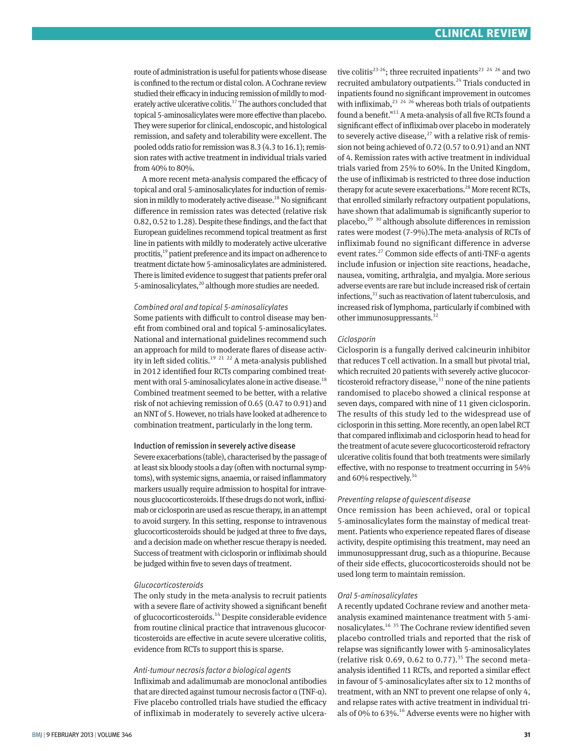route of administration is useful for patients whose disease is confined to the rectum or distal colon. A Cochrane review studied their efficacy in inducing remission of mildly to moderately active ulcerative colitis.[17] The authors concluded that topical 5-aminosalicylates were more effective than placebo. They were superior for clinical, endoscopic, and histological remission, and safety and tolerability were excellent. The pooled odds ratio for remission was 8.3 (4.3 to 16.1); remission rates with active treatment in individual trials varied from 40% to 80%.

A more recent meta-analysis compared the efficacy of topical and oral 5-aminosalicylates for induction of remission in mildly to moderately active disease.[18] No significant difference in remission rates was detected (relative risk 0.82, 0.52 to 1.28). Despite these findings, and the fact that European guidelines recommend topical treatment as first line in patients with mildly to moderately active ulcerative proctitis,[19] patient preference and its impact on adherence to treatment dictate how 5-aminosalicylates are administered. There is limited evidence to suggest that patients prefer oral 5-aminosalicylates,[20] although more studies are needed.

*Combined oral and topical 5-aminosalicylates*

Some patients with difficult to control disease may benefit from combined oral and topical 5-aminosalicylates. National and international guidelines recommend such an approach for mild to moderate flares of disease activity in left sided colitis.[19 21 22] A meta-analysis published in 2012 identified four RCTs comparing combined treatment with oral 5-aminosalicylates alone in active disease.[18] Combined treatment seemed to be better, with a relative risk of not achieving remission of 0.65 (0.47 to 0.91) and an NNT of 5. However, no trials have looked at adherence to combination treatment, particularly in the long term.

### Induction of remission in severely active disease

Severe exacerbations (table), characterised by the passage of at least six bloody stools a day (often with nocturnal symptoms), with systemic signs, anaemia, or raised inflammatory markers usually require admission to hospital for intravenous glucocorticosteroids. If these drugs do not work, infliximab or ciclosporin are used as rescue therapy, in an attempt to avoid surgery. In this setting, response to intravenous glucocorticosteroids should be judged at three to five days, and a decision made on whether rescue therapy is needed. Success of treatment with ciclosporin or infliximab should be judged within five to seven days of treatment.

*Glucocorticosteroids*

The only study in the meta-analysis to recruit patients with a severe flare of activity showed a significant benefit of glucocorticosteroids.[14] Despite considerable evidence from routine clinical practice that intravenous glucocorticosteroids are effective in acute severe ulcerative colitis, evidence from RCTs to support this is sparse.

*Anti-tumour necrosis factor α biological agents*

Infliximab and adalimumab are monoclonal antibodies that are directed against tumour necrosis factor α (TNF-α). Five placebo controlled trials have studied the efficacy of infliximab in moderately to severely active ulcerative colitis[23-26]; three recruited inpatients[23 24 26] and two recruited ambulatory outpatients.[24] Trials conducted in inpatients found no significant improvement in outcomes with infliximab,[23 24 26] whereas both trials of outpatients found a benefit.[w11] A meta-analysis of all five RCTs found a significant effect of infliximab over placebo in moderately to severely active disease,[27] with a relative risk of remission not being achieved of 0.72 (0.57 to 0.91) and an NNT of 4. Remission rates with active treatment in individual trials varied from 25% to 60%. In the United Kingdom, the use of infliximab is restricted to three dose induction therapy for acute severe exacerbations.[28] More recent RCTs, that enrolled similarly refractory outpatient populations, have shown that adalimumab is significantly superior to placebo,[29 30] although absolute differences in remission rates were modest (7-9%).The meta-analysis of RCTs of infliximab found no significant difference in adverse event rates.[27] Common side effects of anti-TNF-α agents include infusion or injection site reactions, headache, nausea, vomiting, arthralgia, and myalgia. More serious adverse events are rare but include increased risk of certain infections,[31] such as reactivation of latent tuberculosis, and increased risk of lymphoma, particularly if combined with other immunosuppressants.[32]

*Ciclosporin*

Ciclosporin is a fungally derived calcineurin inhibitor that reduces T cell activation. In a small but pivotal trial, which recruited 20 patients with severely active glucocorticosteroid refractory disease,[33] none of the nine patients randomised to placebo showed a clinical response at seven days, compared with nine of 11 given ciclosporin. The results of this study led to the widespread use of ciclosporin in this setting. More recently, an open label RCT that compared infliximab and ciclosporin head to head for the treatment of acute severe glucocorticosteroid refractory ulcerative colitis found that both treatments were similarly effective, with no response to treatment occurring in 54% and 60% respectively.[34]

*Preventing relapse of quiescent disease*

Once remission has been achieved, oral or topical 5-aminosalicylates form the mainstay of medical treatment. Patients who experience repeated flares of disease activity, despite optimising this treatment, may need an immunosuppressant drug, such as a thiopurine. Because of their side effects, glucocorticosteroids should not be used long term to maintain remission.

*Oral 5-aminosalicylates*

A recently updated Cochrane review and another meta-analysis examined maintenance treatment with 5-aminosalicylates.[16 35] The Cochrane review identified seven placebo controlled trials and reported that the risk of relapse was significantly lower with 5-aminosalicylates (relative risk 0.69, 0.62 to 0.77).[35] The second meta-analysis identified 11 RCTs, and reported a similar effect in favour of 5-aminosalicylates after six to 12 months of treatment, with an NNT to prevent one relapse of only 4, and relapse rates with active treatment in individual trials of 0% to 63%.[16] Adverse events were no higher with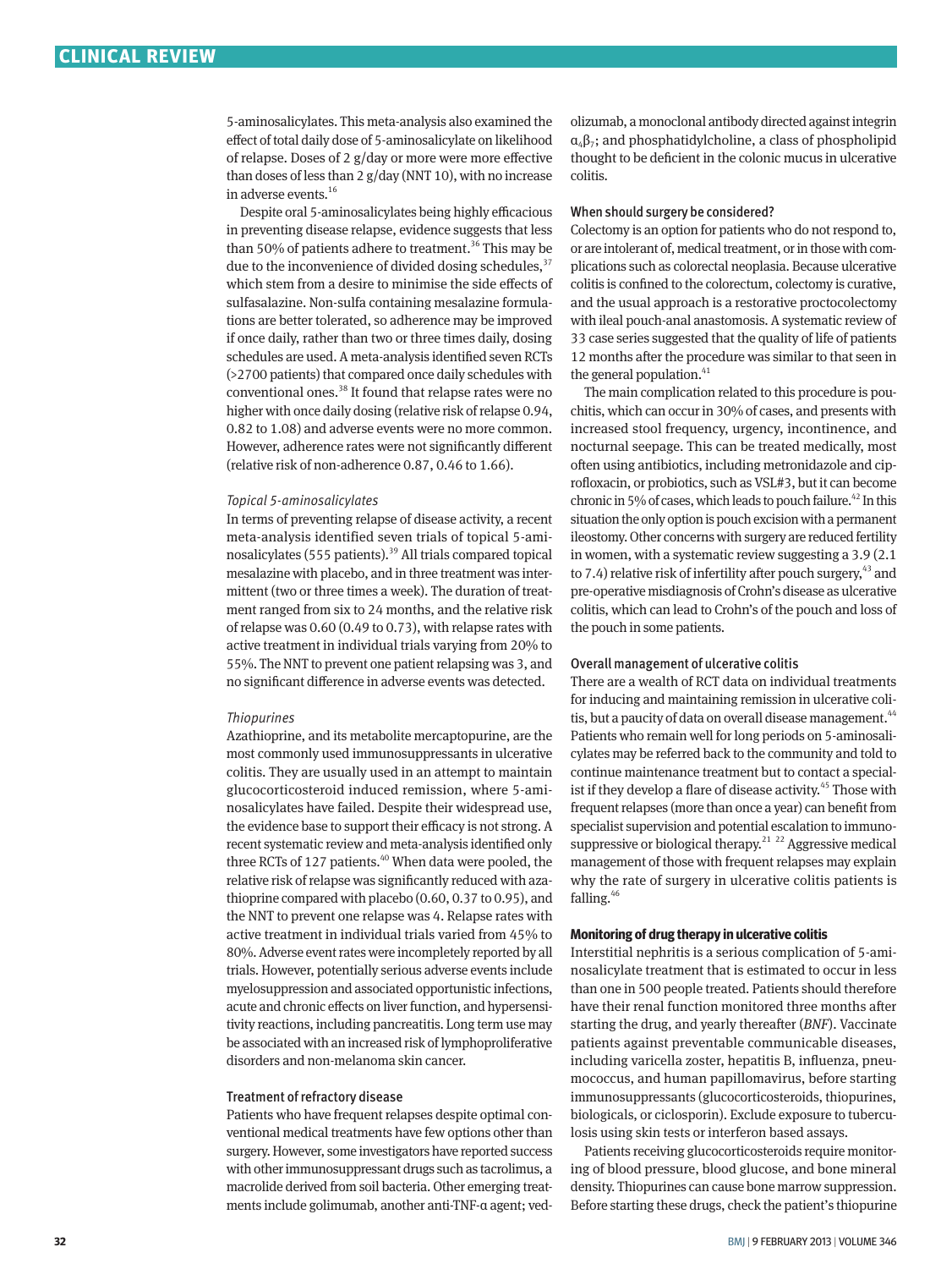5-aminosalicylates. This meta-analysis also examined the effect of total daily dose of 5-aminosalicylate on likelihood of relapse. Doses of 2 g/day or more were more effective than doses of less than 2 g/day (NNT 10), with no increase in adverse events.[16]

Despite oral 5-aminosalicylates being highly efficacious in preventing disease relapse, evidence suggests that less than 50% of patients adhere to treatment.[36] This may be due to the inconvenience of divided dosing schedules,[37] which stem from a desire to minimise the side effects of sulfasalazine. Non-sulfa containing mesalazine formulations are better tolerated, so adherence may be improved if once daily, rather than two or three times daily, dosing schedules are used. A meta-analysis identified seven RCTs (>2700 patients) that compared once daily schedules with conventional ones.[38] It found that relapse rates were no higher with once daily dosing (relative risk of relapse 0.94, 0.82 to 1.08) and adverse events were no more common. However, adherence rates were not significantly different (relative risk of non-adherence 0.87, 0.46 to 1.66).

#### *Topical 5-aminosalicylates*

In terms of preventing relapse of disease activity, a recent meta-analysis identified seven trials of topical 5-aminosalicylates (555 patients).[39] All trials compared topical mesalazine with placebo, and in three treatment was intermittent (two or three times a week). The duration of treatment ranged from six to 24 months, and the relative risk of relapse was 0.60 (0.49 to 0.73), with relapse rates with active treatment in individual trials varying from 20% to 55%. The NNT to prevent one patient relapsing was 3, and no significant difference in adverse events was detected.

#### *Thiopurines*

Azathioprine, and its metabolite mercaptopurine, are the most commonly used immunosuppressants in ulcerative colitis. They are usually used in an attempt to maintain glucocorticosteroid induced remission, where 5-aminosalicylates have failed. Despite their widespread use, the evidence base to support their efficacy is not strong. A recent systematic review and meta-analysis identified only three RCTs of 127 patients.[40] When data were pooled, the relative risk of relapse was significantly reduced with azathioprine compared with placebo (0.60, 0.37 to 0.95), and the NNT to prevent one relapse was 4. Relapse rates with active treatment in individual trials varied from 45% to 80%. Adverse event rates were incompletely reported by all trials. However, potentially serious adverse events include myelosuppression and associated opportunistic infections, acute and chronic effects on liver function, and hypersensitivity reactions, including pancreatitis. Long term use may be associated with an increased risk of lymphoproliferative disorders and non-melanoma skin cancer.

### Treatment of refractory disease

Patients who have frequent relapses despite optimal conventional medical treatments have few options other than surgery. However, some investigators have reported success with other immunosuppressant drugs such as tacrolimus, a macrolide derived from soil bacteria. Other emerging treatments include golimumab, another anti-TNF-α agent; vedolizumab, a monoclonal antibody directed against integrin $\alpha_4\beta_7$; and phosphatidylcholine, a class of phospholipid thought to be deficient in the colonic mucus in ulcerative colitis.

### When should surgery be considered?

Colectomy is an option for patients who do not respond to, or are intolerant of, medical treatment, or in those with complications such as colorectal neoplasia. Because ulcerative colitis is confined to the colorectum, colectomy is curative, and the usual approach is a restorative proctocolectomy with ileal pouch-anal anastomosis. A systematic review of 33 case series suggested that the quality of life of patients 12 months after the procedure was similar to that seen in the general population.[41]

The main complication related to this procedure is pouchitis, which can occur in 30% of cases, and presents with increased stool frequency, urgency, incontinence, and nocturnal seepage. This can be treated medically, most often using antibiotics, including metronidazole and ciprofloxacin, or probiotics, such as VSL#3, but it can become chronic in 5% of cases, which leads to pouch failure.[42] In this situation the only option is pouch excision with a permanent ileostomy. Other concerns with surgery are reduced fertility in women, with a systematic review suggesting a 3.9 (2.1 to 7.4) relative risk of infertility after pouch surgery,[43] and pre-operative misdiagnosis of Crohn's disease as ulcerative colitis, which can lead to Crohn's of the pouch and loss of the pouch in some patients.

### Overall management of ulcerative colitis

There are a wealth of RCT data on individual treatments for inducing and maintaining remission in ulcerative colitis, but a paucity of data on overall disease management.[44] Patients who remain well for long periods on 5-aminosalicylates may be referred back to the community and told to continue maintenance treatment but to contact a specialist if they develop a flare of disease activity.[45] Those with frequent relapses (more than once a year) can benefit from specialist supervision and potential escalation to immunosuppressive or biological therapy.[21 22] Aggressive medical management of those with frequent relapses may explain why the rate of surgery in ulcerative colitis patients is falling.[46]

## Monitoring of drug therapy in ulcerative colitis

Interstitial nephritis is a serious complication of 5-aminosalicylate treatment that is estimated to occur in less than one in 500 people treated. Patients should therefore have their renal function monitored three months after starting the drug, and yearly thereafter (*BNF*). Vaccinate patients against preventable communicable diseases, including varicella zoster, hepatitis B, influenza, pneumococcus, and human papillomavirus, before starting immunosuppressants (glucocorticosteroids, thiopurines, biologicals, or ciclosporin). Exclude exposure to tuberculosis using skin tests or interferon based assays.

Patients receiving glucocorticosteroids require monitoring of blood pressure, blood glucose, and bone mineral density. Thiopurines can cause bone marrow suppression. Before starting these drugs, check the patient's thiopurine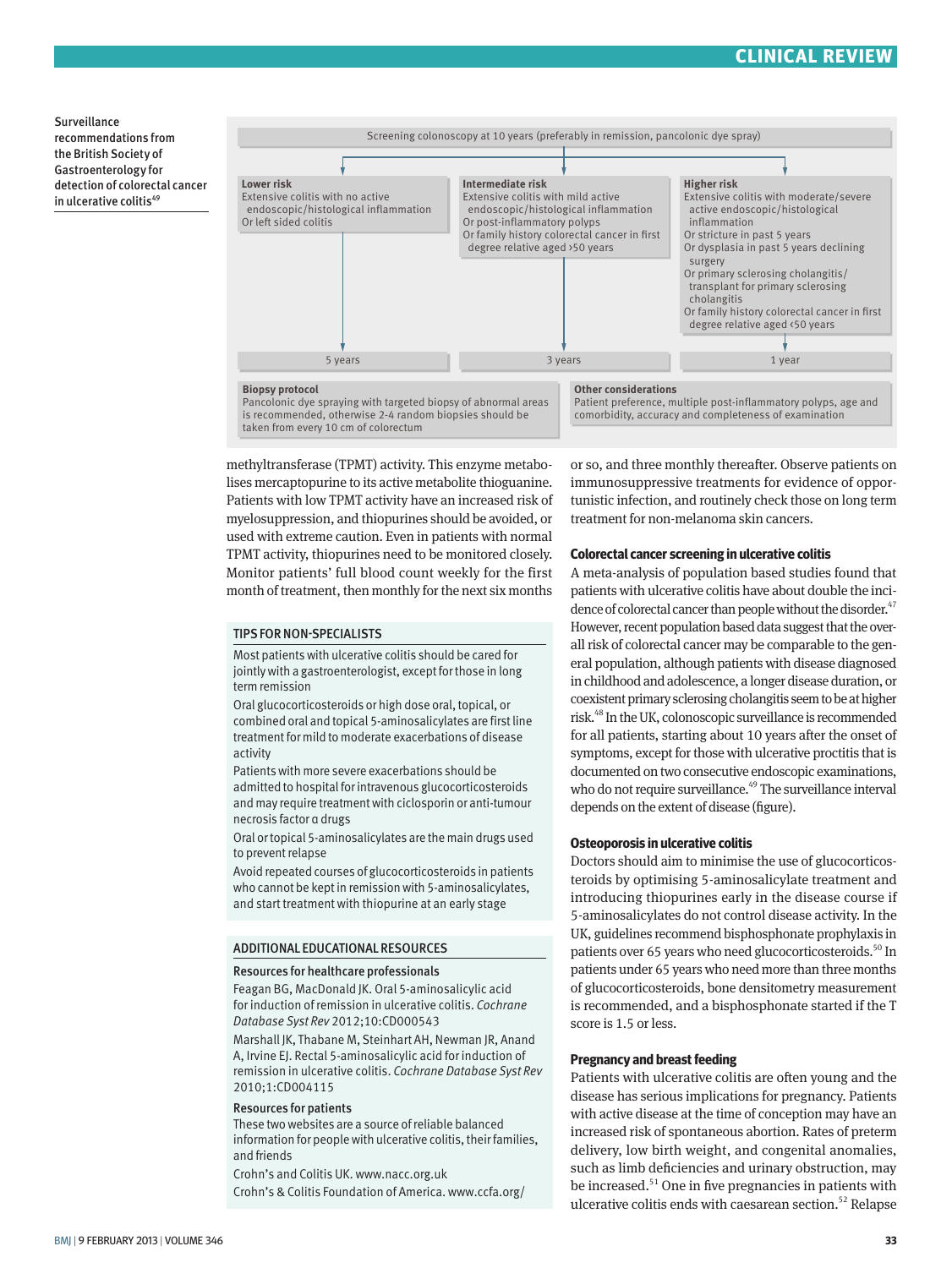Surveillance recommendations from the British Society of Gastroenterology for detection of colorectal cancer in ulcerative colitis[49]

Screening colonoscopy at 10 years (preferably in remission, pancolonic dye spray)

| Lower risk | Intermediate risk | Higher risk |
| --- | --- | --- |
| Extensive colitis with no active endoscopic/histological inflammation<br>Or left sided colitis | Extensive colitis with mild active endoscopic/histological inflammation<br>Or post-inflammatory polyps<br>Or family history colorectal cancer in first degree relative aged >50 years | Extensive colitis with moderate/severe active endoscopic/histological inflammation<br>Or stricture in past 5 years<br>Or dysplasia in past 5 years declining surgery<br>Or primary sclerosing cholangitis/transplant for primary sclerosing cholangitis<br>Or family history colorectal cancer in first degree relative aged <50 years |
| 5 years | 3 years | 1 year |

**Biopsy protocol**
Pancolonic dye spraying with targeted biopsy of abnormal areas is recommended, otherwise 2-4 random biopsies should be taken from every 10 cm of colorectum

**Other considerations**
Patient preference, multiple post-inflammatory polyps, age and comorbidity, accuracy and completeness of examination

methyltransferase (TPMT) activity. This enzyme metabolises mercaptopurine to its active metabolite thioguanine. Patients with low TPMT activity have an increased risk of myelosuppression, and thiopurines should be avoided, or used with extreme caution. Even in patients with normal TPMT activity, thiopurines need to be monitored closely. Monitor patients' full blood count weekly for the first month of treatment, then monthly for the next six months or so, and three monthly thereafter. Observe patients on immunosuppressive treatments for evidence of opportunistic infection, and routinely check those on long term treatment for non-melanoma skin cancers.

### TIPS FOR NON-SPECIALISTS

- Most patients with ulcerative colitis should be cared for jointly with a gastroenterologist, except for those in long term remission
- Oral glucocorticosteroids or high dose oral, topical, or combined oral and topical 5-aminosalicylates are first line treatment for mild to moderate exacerbations of disease activity
- Patients with more severe exacerbations should be admitted to hospital for intravenous glucocorticosteroids and may require treatment with ciclosporin or anti-tumour necrosis factor α drugs
- Oral or topical 5-aminosalicylates are the main drugs used to prevent relapse
- Avoid repeated courses of glucocorticosteroids in patients who cannot be kept in remission with 5-aminosalicylates, and start treatment with thiopurine at an early stage

### ADDITIONAL EDUCATIONAL RESOURCES

**Resources for healthcare professionals**

Feagan BG, MacDonald JK. Oral 5-aminosalicylic acid for induction of remission in ulcerative colitis. *Cochrane Database Syst Rev* 2012;10:CD000543

Marshall JK, Thabane M, Steinhart AH, Newman JR, Anand A, Irvine EJ. Rectal 5-aminosalicylic acid for induction of remission in ulcerative colitis. *Cochrane Database Syst Rev* 2010;1:CD004115

**Resources for patients**

These two websites are a source of reliable balanced information for people with ulcerative colitis, their families, and friends

Crohn's and Colitis UK. www.nacc.org.uk

Crohn's & Colitis Foundation of America. www.ccfa.org/

### Colorectal cancer screening in ulcerative colitis

A meta-analysis of population based studies found that patients with ulcerative colitis have about double the incidence of colorectal cancer than people without the disorder.[47] However, recent population based data suggest that the overall risk of colorectal cancer may be comparable to the general population, although patients with disease diagnosed in childhood and adolescence, a longer disease duration, or coexistent primary sclerosing cholangitis seem to be at higher risk.[48] In the UK, colonoscopic surveillance is recommended for all patients, starting about 10 years after the onset of symptoms, except for those with ulcerative proctitis that is documented on two consecutive endoscopic examinations, who do not require surveillance.[49] The surveillance interval depends on the extent of disease (figure).

### Osteoporosis in ulcerative colitis

Doctors should aim to minimise the use of glucocorticosteroids by optimising 5-aminosalicylate treatment and introducing thiopurines early in the disease course if 5-aminosalicylates do not control disease activity. In the UK, guidelines recommend bisphosphonate prophylaxis in patients over 65 years who need glucocorticosteroids.[50] In patients under 65 years who need more than three months of glucocorticosteroids, bone densitometry measurement is recommended, and a bisphosphonate started if the T score is 1.5 or less.

### Pregnancy and breast feeding

Patients with ulcerative colitis are often young and the disease has serious implications for pregnancy. Patients with active disease at the time of conception may have an increased risk of spontaneous abortion. Rates of preterm delivery, low birth weight, and congenital anomalies, such as limb deficiencies and urinary obstruction, may be increased.[51] One in five pregnancies in patients with ulcerative colitis ends with caesarean section.[52] Relapse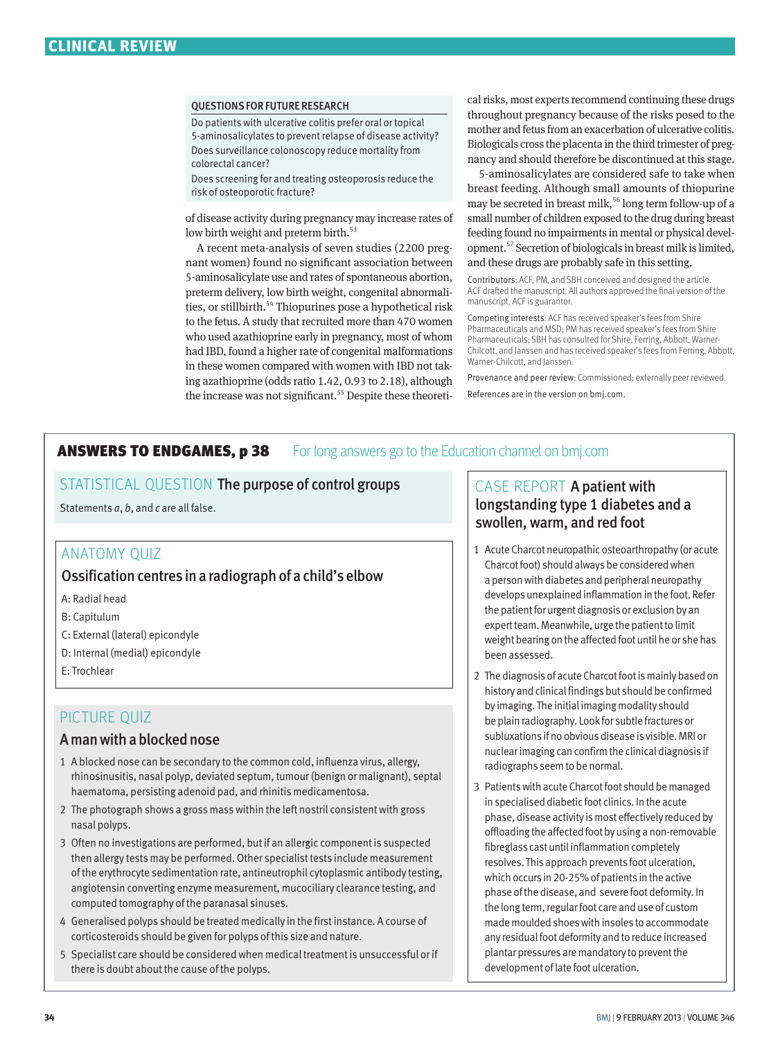### QUESTIONS FOR FUTURE RESEARCH

Do patients with ulcerative colitis prefer oral or topical 5-aminosalicylates to prevent relapse of disease activity?

Does surveillance colonoscopy reduce mortality from colorectal cancer?

Does screening for and treating osteoporosis reduce the risk of osteoporotic fracture?

of disease activity during pregnancy may increase rates of low birth weight and preterm birth.[53]

A recent meta-analysis of seven studies (2200 pregnant women) found no significant association between 5-aminosalicylate use and rates of spontaneous abortion, preterm delivery, low birth weight, congenital abnormalities, or stillbirth.[54] Thiopurines pose a hypothetical risk to the fetus. A study that recruited more than 470 women who used azathioprine early in pregnancy, most of whom had IBD, found a higher rate of congenital malformations in these women compared with women with IBD not taking azathioprine (odds ratio 1.42, 0.93 to 2.18), although the increase was not significant.[55] Despite these theoretical risks, most experts recommend continuing these drugs throughout pregnancy because of the risks posed to the mother and fetus from an exacerbation of ulcerative colitis. Biologicals cross the placenta in the third trimester of pregnancy and should therefore be discontinued at this stage.

5-aminosalicylates are considered safe to take when breast feeding. Although small amounts of thiopurine may be secreted in breast milk,[56] long term follow-up of a small number of children exposed to the drug during breast feeding found no impairments in mental or physical development.[57] Secretion of biologicals in breast milk is limited, and these drugs are probably safe in this setting.

Contributors: ACF, PM, and SBH conceived and designed the article. ACF drafted the manuscript. All authors approved the final version of the manuscript. ACF is guarantor.

Competing interests: ACF has received speaker's fees from Shire Pharmaceuticals and MSD; PM has received speaker's fees from Shire Pharmaceuticals; SBH has consulted for Shire, Ferring, Abbott, Warner-Chilcott, and Janssen and has received speaker's fees from Ferring, Abbott, Warner-Chilcott, and Janssen.

Provenance and peer review: Commissioned; externally peer reviewed.

References are in the version on bmj.com.

## ANSWERS TO ENDGAMES, p 38

For long answers go to the Education channel on bmj.com

### STATISTICAL QUESTION The purpose of control groups

Statements *a*, *b*, and *c* are all false.

### ANATOMY QUIZ

#### Ossification centres in a radiograph of a child's elbow

A: Radial head

B: Capitulum

C: External (lateral) epicondyle

D: Internal (medial) epicondyle

E: Trochlear

### PICTURE QUIZ

#### A man with a blocked nose

1. A blocked nose can be secondary to the common cold, influenza virus, allergy, rhinosinusitis, nasal polyp, deviated septum, tumour (benign or malignant), septal haematoma, persisting adenoid pad, and rhinitis medicamentosa.
2. The photograph shows a gross mass within the left nostril consistent with gross nasal polyps.
3. Often no investigations are performed, but if an allergic component is suspected then allergy tests may be performed. Other specialist tests include measurement of the erythrocyte sedimentation rate, antineutrophil cytoplasmic antibody testing, angiotensin converting enzyme measurement, mucociliary clearance testing, and computed tomography of the paranasal sinuses.
4. Generalised polyps should be treated medically in the first instance. A course of corticosteroids should be given for polyps of this size and nature.
5. Specialist care should be considered when medical treatment is unsuccessful or if there is doubt about the cause of the polyps.

### CASE REPORT A patient with longstanding type 1 diabetes and a swollen, warm, and red foot

1. Acute Charcot neuropathic osteoarthropathy (or acute Charcot foot) should always be considered when a person with diabetes and peripheral neuropathy develops unexplained inflammation in the foot. Refer the patient for urgent diagnosis or exclusion by an expert team. Meanwhile, urge the patient to limit weight bearing on the affected foot until he or she has been assessed.
2. The diagnosis of acute Charcot foot is mainly based on history and clinical findings but should be confirmed by imaging. The initial imaging modality should be plain radiography. Look for subtle fractures or subluxations if no obvious disease is visible. MRI or nuclear imaging can confirm the clinical diagnosis if radiographs seem to be normal.
3. Patients with acute Charcot foot should be managed in specialised diabetic foot clinics. In the acute phase, disease activity is most effectively reduced by offloading the affected foot by using a non-removable fibreglass cast until inflammation completely resolves. This approach prevents foot ulceration, which occurs in 20-25% of patients in the active phase of the disease, and severe foot deformity. In the long term, regular foot care and use of custom made moulded shoes with insoles to accommodate any residual foot deformity and to reduce increased plantar pressures are mandatory to prevent the development of late foot ulceration.